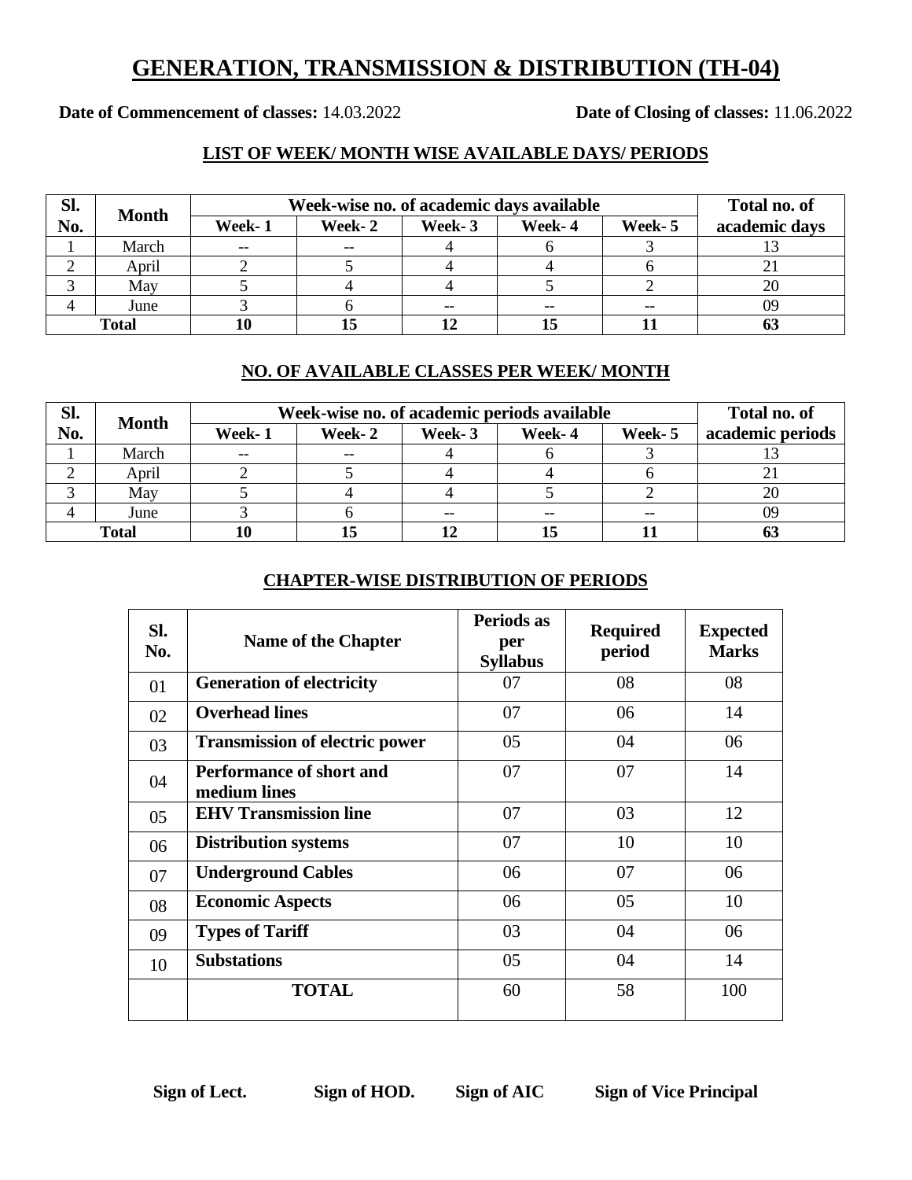# GENERATION, TRANSMISSION & DISTRIBUTION (TH-04)

**Date of Commencement of classes:** 14.03.2022 **Date of Closing of classes:** 11.06.2022

## LIST OF WEEK/ MONTH WISE AVAILABLE DAYS/ PERIODS

| Sl. No. | Month | Week-wise no. of academic days available | | | | | Total no. of academic days |
|---|---|---|---|---|---|---|---|
| | | Week- 1 | Week- 2 | Week- 3 | Week- 4 | Week- 5 | |
| 1 | March | -- | -- | 4 | 6 | 3 | 13 |
| 2 | April | 2 | 5 | 4 | 4 | 6 | 21 |
| 3 | May | 5 | 4 | 4 | 5 | 2 | 20 |
| 4 | June | 3 | 6 | -- | -- | -- | 09 |
| **Total** | | **10** | **15** | **12** | **15** | **11** | **63** |

## NO. OF AVAILABLE CLASSES PER WEEK/ MONTH

| Sl. No. | Month | Week-wise no. of academic periods available | | | | | Total no. of academic periods |
|---|---|---|---|---|---|---|---|
| | | Week- 1 | Week- 2 | Week- 3 | Week- 4 | Week- 5 | |
| 1 | March | -- | -- | 4 | 6 | 3 | 13 |
| 2 | April | 2 | 5 | 4 | 4 | 6 | 21 |
| 3 | May | 5 | 4 | 4 | 5 | 2 | 20 |
| 4 | June | 3 | 6 | -- | -- | -- | 09 |
| **Total** | | **10** | **15** | **12** | **15** | **11** | **63** |

## CHAPTER-WISE DISTRIBUTION OF PERIODS

| Sl. No. | Name of the Chapter | Periods as per Syllabus | Required period | Expected Marks |
|---|---|---|---|---|
| 01 | **Generation of electricity** | 07 | 08 | 08 |
| 02 | **Overhead lines** | 07 | 06 | 14 |
| 03 | **Transmission of electric power** | 05 | 04 | 06 |
| 04 | **Performance of short and medium lines** | 07 | 07 | 14 |
| 05 | **EHV Transmission line** | 07 | 03 | 12 |
| 06 | **Distribution systems** | 07 | 10 | 10 |
| 07 | **Underground Cables** | 06 | 07 | 06 |
| 08 | **Economic Aspects** | 06 | 05 | 10 |
| 09 | **Types of Tariff** | 03 | 04 | 06 |
| 10 | **Substations** | 05 | 04 | 14 |
| | **TOTAL** | 60 | 58 | 100 |

**Sign of Lect.** **Sign of HOD.** **Sign of AIC** **Sign of Vice Principal**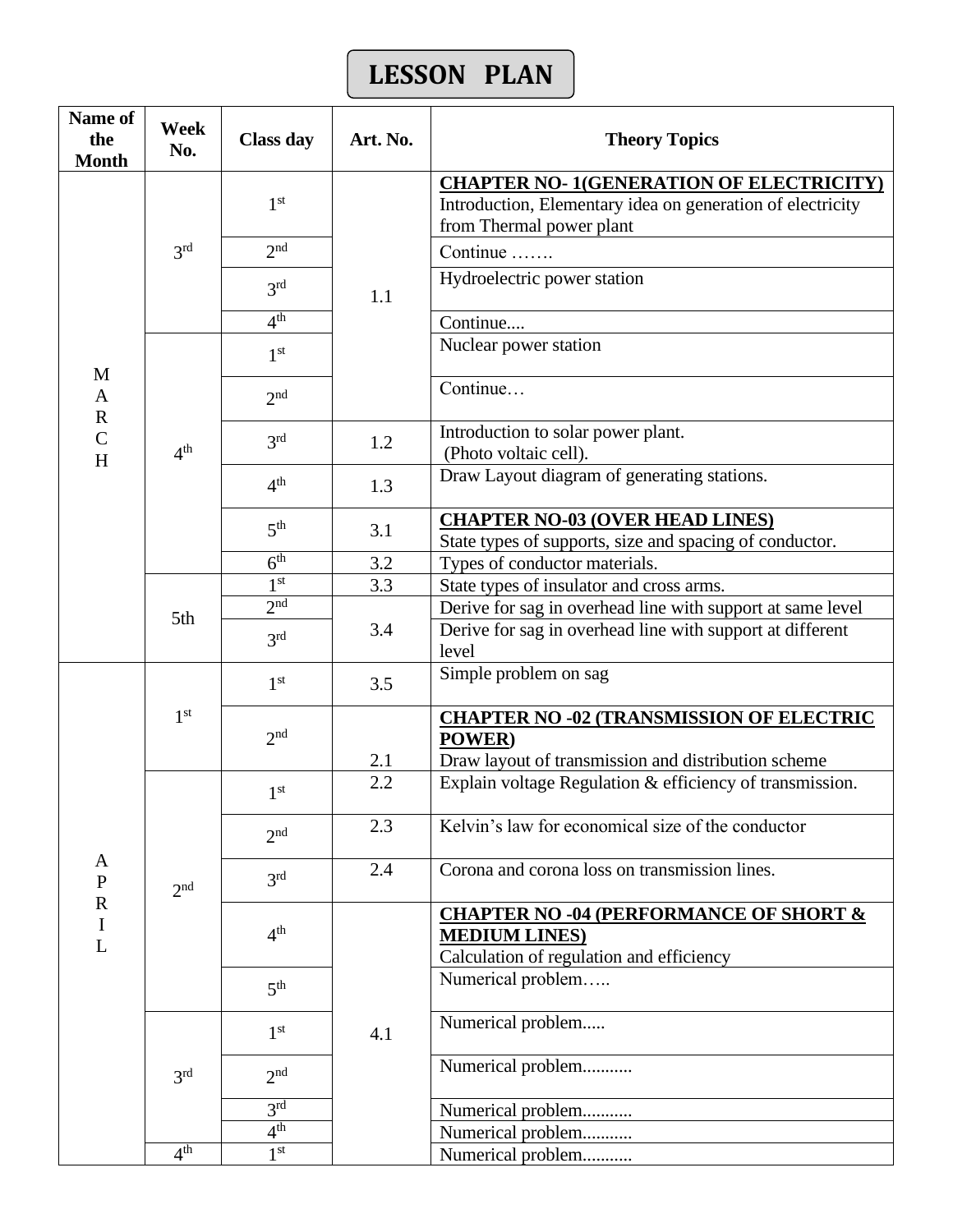# LESSON PLAN

| Name of the Month | Week No. | Class day | Art. No. | Theory Topics |
|---|---|---|---|---|
| MARCH | 3rd | 1st | 1.1 | **CHAPTER NO- 1(GENERATION OF ELECTRICITY)** Introduction, Elementary idea on generation of electricity from Thermal power plant |
| | | 2nd | | Continue ……. |
| | | 3rd | | Hydroelectric power station |
| | | 4th | | Continue.... |
| | 4th | 1st | | Nuclear power station |
| | | 2nd | | Continue… |
| | | 3rd | 1.2 | Introduction to solar power plant. (Photo voltaic cell). |
| | | 4th | 1.3 | Draw Layout diagram of generating stations. |
| | | 5th | 3.1 | **CHAPTER NO-03 (OVER HEAD LINES)** State types of supports, size and spacing of conductor. |
| | | 6th | 3.2 | Types of conductor materials. |
| | 5th | 1st | 3.3 | State types of insulator and cross arms. |
| | | 2nd | 3.4 | Derive for sag in overhead line with support at same level |
| | | 3rd | | Derive for sag in overhead line with support at different level |
| APRIL | 1st | 1st | 3.5 | Simple problem on sag |
| | | 2nd | 2.1 | **CHAPTER NO -02 (TRANSMISSION OF ELECTRIC POWER)** Draw layout of transmission and distribution scheme |
| | 2nd | 1st | 2.2 | Explain voltage Regulation & efficiency of transmission. |
| | | 2nd | 2.3 | Kelvin's law for economical size of the conductor |
| | | 3rd | 2.4 | Corona and corona loss on transmission lines. |
| | | 4th | 4.1 | **CHAPTER NO -04 (PERFORMANCE OF SHORT & MEDIUM LINES)** Calculation of regulation and efficiency |
| | | 5th | | Numerical problem….. |
| | 3rd | 1st | | Numerical problem..... |
| | | 2nd | | Numerical problem........... |
| | | 3rd | | Numerical problem........... |
| | | 4th | | Numerical problem........... |
| | 4th | 1st | | Numerical problem........... |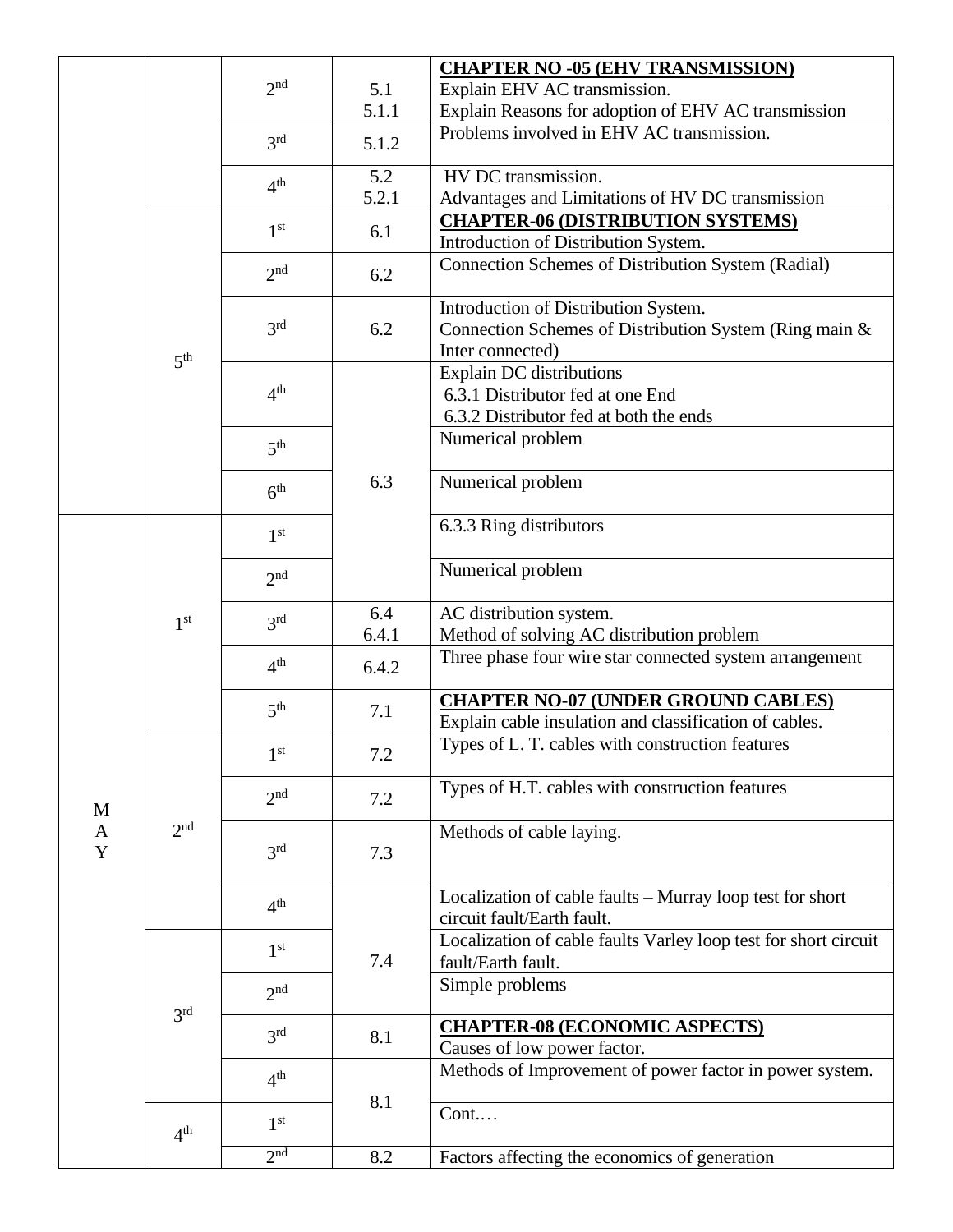| | | | | |
|---|---|---|---|---|
| | | 2nd | 5.1<br>5.1.1 | **CHAPTER NO -05 (EHV TRANSMISSION)**<br>Explain EHV AC transmission.<br>Explain Reasons for adoption of EHV AC transmission |
| | | 3rd | 5.1.2 | Problems involved in EHV AC transmission. |
| | | 4th | 5.2<br>5.2.1 | HV DC transmission.<br>Advantages and Limitations of HV DC transmission |
| | 5th | 1st | 6.1 | **CHAPTER-06 (DISTRIBUTION SYSTEMS)**<br>Introduction of Distribution System. |
| | | 2nd | 6.2 | Connection Schemes of Distribution System (Radial) |
| | | 3rd | 6.2 | Introduction of Distribution System.<br>Connection Schemes of Distribution System (Ring main & Inter connected) |
| | | 4th | 6.3 | Explain DC distributions<br>6.3.1 Distributor fed at one End<br>6.3.2 Distributor fed at both the ends |
| | | 5th | | Numerical problem |
| | | 6th | | Numerical problem |
| MAY | 1st | 1st | | 6.3.3 Ring distributors |
| | | 2nd | | Numerical problem |
| | | 3rd | 6.4<br>6.4.1 | AC distribution system.<br>Method of solving AC distribution problem |
| | | 4th | 6.4.2 | Three phase four wire star connected system arrangement |
| | | 5th | 7.1 | **CHAPTER NO-07 (UNDER GROUND CABLES)**<br>Explain cable insulation and classification of cables. |
| | 2nd | 1st | 7.2 | Types of L. T. cables with construction features |
| | | 2nd | 7.2 | Types of H.T. cables with construction features |
| | | 3rd | 7.3 | Methods of cable laying. |
| | | 4th | 7.4 | Localization of cable faults – Murray loop test for short circuit fault/Earth fault. |
| | 3rd | 1st | | Localization of cable faults Varley loop test for short circuit fault/Earth fault. |
| | | 2nd | | Simple problems |
| | | 3rd | 8.1 | **CHAPTER-08 (ECONOMIC ASPECTS)**<br>Causes of low power factor. |
| | | 4th | 8.1 | Methods of Improvement of power factor in power system. |
| | 4th | 1st | | Cont.… |
| | | 2nd | 8.2 | Factors affecting the economics of generation |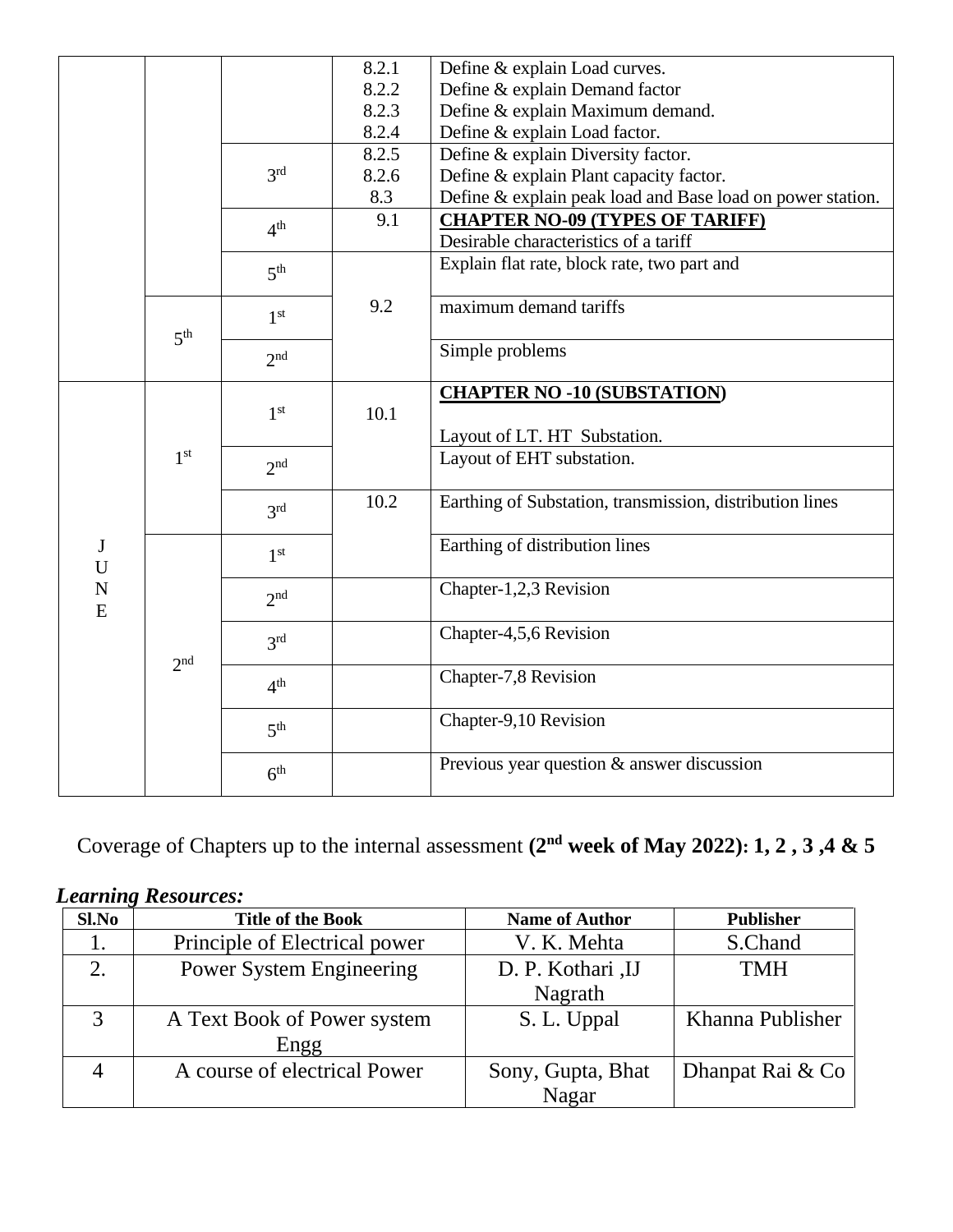| | | | | |
|---|---|---|---|---|
| | | | 8.2.1<br>8.2.2<br>8.2.3<br>8.2.4 | Define & explain Load curves.<br>Define & explain Demand factor<br>Define & explain Maximum demand.<br>Define & explain Load factor. |
| | | 3rd | 8.2.5<br>8.2.6<br>8.3 | Define & explain Diversity factor.<br>Define & explain Plant capacity factor.<br>Define & explain peak load and Base load on power station. |
| | | 4th | 9.1 | **CHAPTER NO-09 (TYPES OF TARIFF)**<br>Desirable characteristics of a tariff |
| | | 5th | 9.2 | Explain flat rate, block rate, two part and |
| | 5th | 1st | | maximum demand tariffs |
| | | 2nd | | Simple problems |
| JUNE | 1st | 1st | 10.1 | **CHAPTER NO -10 (SUBSTATION)**<br><br>Layout of LT. HT Substation. |
| | | 2nd | | Layout of EHT substation. |
| | | 3rd | 10.2 | Earthing of Substation, transmission, distribution lines |
| | 2nd | 1st | | Earthing of distribution lines |
| | | 2nd | | Chapter-1,2,3 Revision |
| | | 3rd | | Chapter-4,5,6 Revision |
| | | 4th | | Chapter-7,8 Revision |
| | | 5th | | Chapter-9,10 Revision |
| | | 6th | | Previous year question & answer discussion |

Coverage of Chapters up to the internal assessment **(2nd week of May 2022): 1, 2 , 3 ,4 & 5**

***Learning Resources:***

| Sl.No | Title of the Book | Name of Author | Publisher |
|---|---|---|---|
| 1. | Principle of Electrical power | V. K. Mehta | S.Chand |
| 2. | Power System Engineering | D. P. Kothari ,IJ Nagrath | TMH |
| 3 | A Text Book of Power system Engg | S. L. Uppal | Khanna Publisher |
| 4 | A course of electrical Power | Sony, Gupta, Bhat Nagar | Dhanpat Rai & Co |